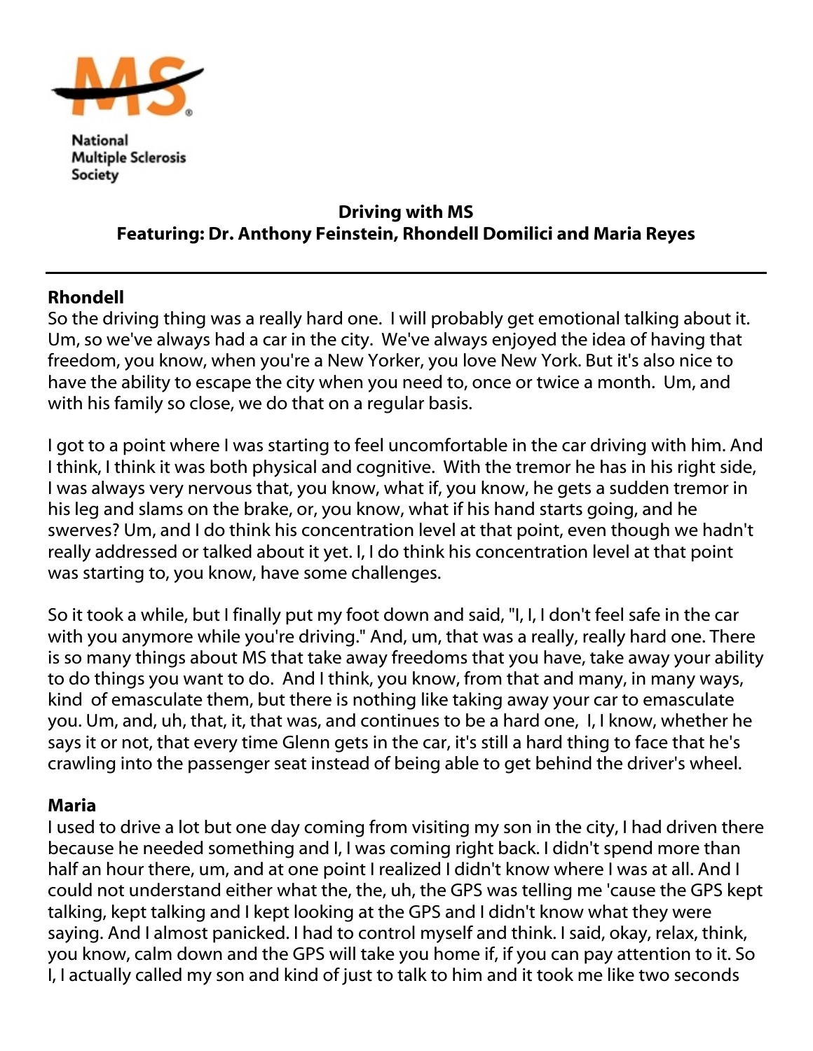National Multiple Sclerosis Society

**Driving with MS**
**Featuring: Dr. Anthony Feinstein, Rhondell Domilici and Maria Reyes**

---

**Rhondell**

So the driving thing was a really hard one. I will probably get emotional talking about it. Um, so we've always had a car in the city. We've always enjoyed the idea of having that freedom, you know, when you're a New Yorker, you love New York. But it's also nice to have the ability to escape the city when you need to, once or twice a month. Um, and with his family so close, we do that on a regular basis.

I got to a point where I was starting to feel uncomfortable in the car driving with him. And I think, I think it was both physical and cognitive. With the tremor he has in his right side, I was always very nervous that, you know, what if, you know, he gets a sudden tremor in his leg and slams on the brake, or, you know, what if his hand starts going, and he swerves? Um, and I do think his concentration level at that point, even though we hadn't really addressed or talked about it yet. I, I do think his concentration level at that point was starting to, you know, have some challenges.

So it took a while, but I finally put my foot down and said, "I, I, I don't feel safe in the car with you anymore while you're driving." And, um, that was a really, really hard one. There is so many things about MS that take away freedoms that you have, take away your ability to do things you want to do. And I think, you know, from that and many, in many ways, kind of emasculate them, but there is nothing like taking away your car to emasculate you. Um, and, uh, that, it, that was, and continues to be a hard one, I, I know, whether he says it or not, that every time Glenn gets in the car, it's still a hard thing to face that he's crawling into the passenger seat instead of being able to get behind the driver's wheel.

**Maria**

I used to drive a lot but one day coming from visiting my son in the city, I had driven there because he needed something and I, I was coming right back. I didn't spend more than half an hour there, um, and at one point I realized I didn't know where I was at all. And I could not understand either what the, the, uh, the GPS was telling me 'cause the GPS kept talking, kept talking and I kept looking at the GPS and I didn't know what they were saying. And I almost panicked. I had to control myself and think. I said, okay, relax, think, you know, calm down and the GPS will take you home if, if you can pay attention to it. So I, I actually called my son and kind of just to talk to him and it took me like two seconds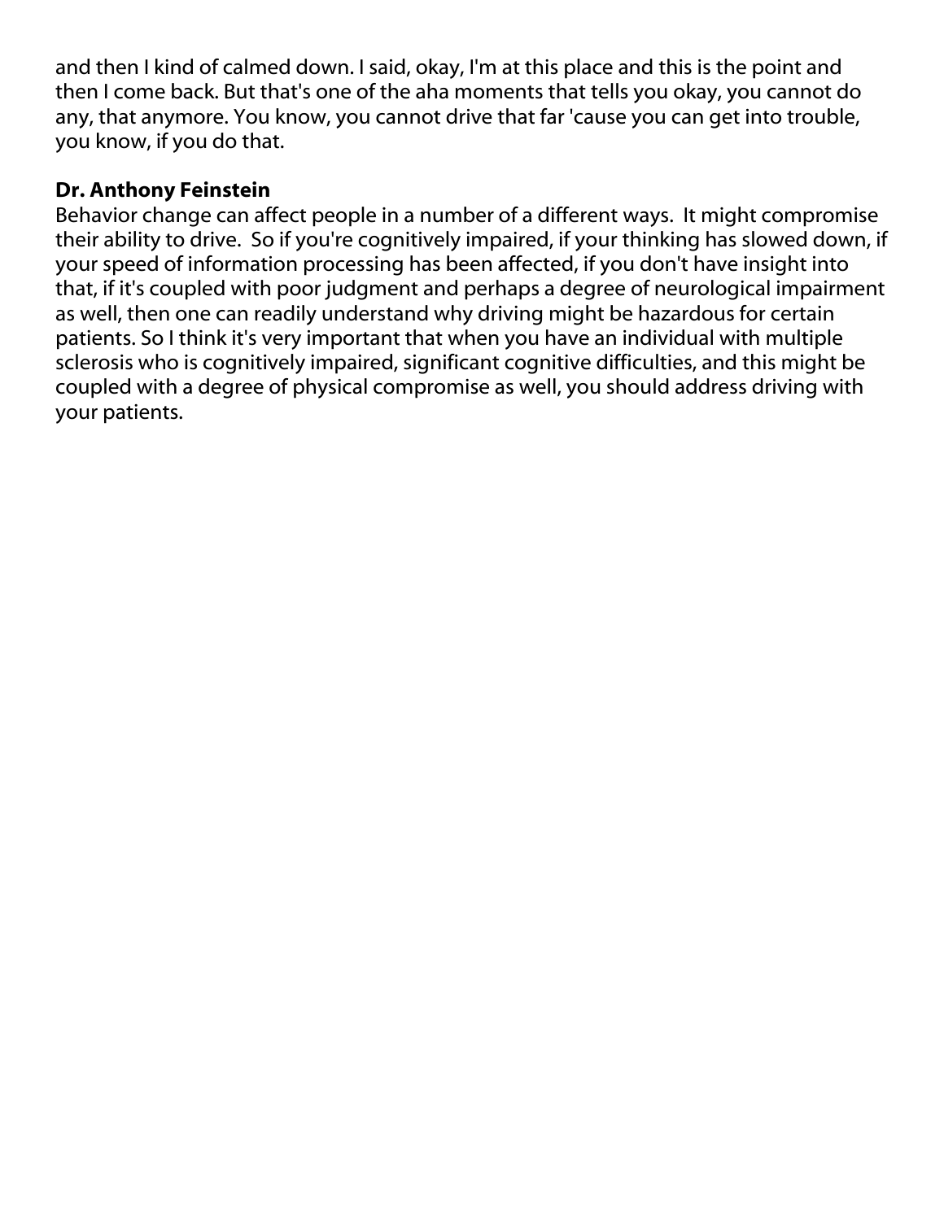and then I kind of calmed down. I said, okay, I'm at this place and this is the point and then I come back. But that's one of the aha moments that tells you okay, you cannot do any, that anymore. You know, you cannot drive that far 'cause you can get into trouble, you know, if you do that.

**Dr. Anthony Feinstein**

Behavior change can affect people in a number of a different ways. It might compromise their ability to drive. So if you're cognitively impaired, if your thinking has slowed down, if your speed of information processing has been affected, if you don't have insight into that, if it's coupled with poor judgment and perhaps a degree of neurological impairment as well, then one can readily understand why driving might be hazardous for certain patients. So I think it's very important that when you have an individual with multiple sclerosis who is cognitively impaired, significant cognitive difficulties, and this might be coupled with a degree of physical compromise as well, you should address driving with your patients.